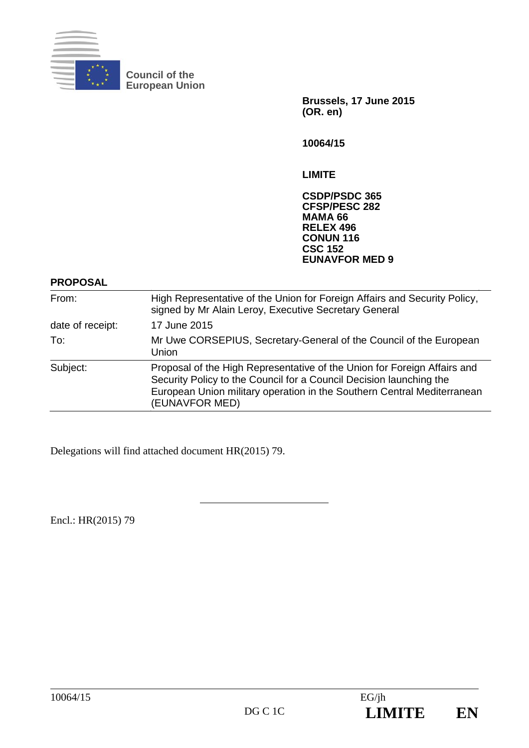**Council of the European Union**

**Brussels, 17 June 2015**
**(OR. en)**

**10064/15**

**LIMITE**

**CSDP/PSDC 365**
**CFSP/PESC 282**
**MAMA 66**
**RELEX 496**
**CONUN 116**
**CSC 152**
**EUNAVFOR MED 9**

**PROPOSAL**

| | |
|---|---|
| From: | High Representative of the Union for Foreign Affairs and Security Policy, signed by Mr Alain Leroy, Executive Secretary General |
| date of receipt: | 17 June 2015 |
| To: | Mr Uwe CORSEPIUS, Secretary-General of the Council of the European Union |
| Subject: | Proposal of the High Representative of the Union for Foreign Affairs and Security Policy to the Council for a Council Decision launching the European Union military operation in the Southern Central Mediterranean (EUNAVFOR MED) |

Delegations will find attached document HR(2015) 79.

---

Encl.: HR(2015) 79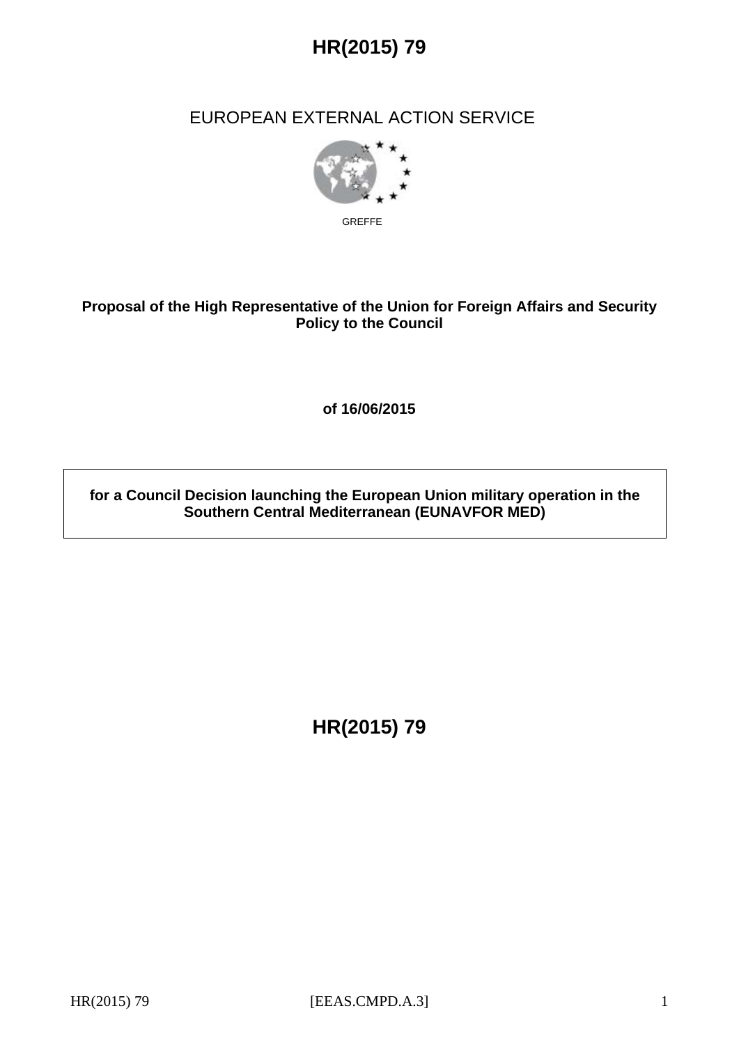# HR(2015) 79

EUROPEAN EXTERNAL ACTION SERVICE

GREFFE

**Proposal of the High Representative of the Union for Foreign Affairs and Security Policy to the Council**

**of 16/06/2015**

**for a Council Decision launching the European Union military operation in the Southern Central Mediterranean (EUNAVFOR MED)**

**HR(2015) 79**

[EEAS.CMPD.A.3]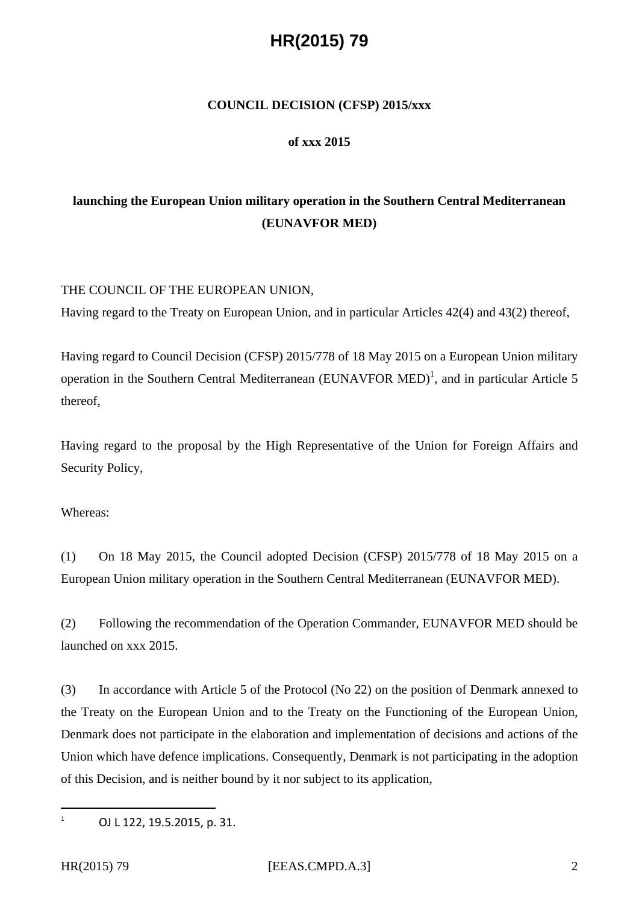# HR(2015) 79

**COUNCIL DECISION (CFSP) 2015/xxx**

**of xxx 2015**

**launching the European Union military operation in the Southern Central Mediterranean (EUNAVFOR MED)**

THE COUNCIL OF THE EUROPEAN UNION,

Having regard to the Treaty on European Union, and in particular Articles 42(4) and 43(2) thereof,

Having regard to Council Decision (CFSP) 2015/778 of 18 May 2015 on a European Union military operation in the Southern Central Mediterranean (EUNAVFOR MED)[1], and in particular Article 5 thereof,

Having regard to the proposal by the High Representative of the Union for Foreign Affairs and Security Policy,

Whereas:

(1) On 18 May 2015, the Council adopted Decision (CFSP) 2015/778 of 18 May 2015 on a European Union military operation in the Southern Central Mediterranean (EUNAVFOR MED).

(2) Following the recommendation of the Operation Commander, EUNAVFOR MED should be launched on xxx 2015.

(3) In accordance with Article 5 of the Protocol (No 22) on the position of Denmark annexed to the Treaty on the European Union and to the Treaty on the Functioning of the European Union, Denmark does not participate in the elaboration and implementation of decisions and actions of the Union which have defence implications. Consequently, Denmark is not participating in the adoption of this Decision, and is neither bound by it nor subject to its application,

---

[1] OJ L 122, 19.5.2015, p. 31.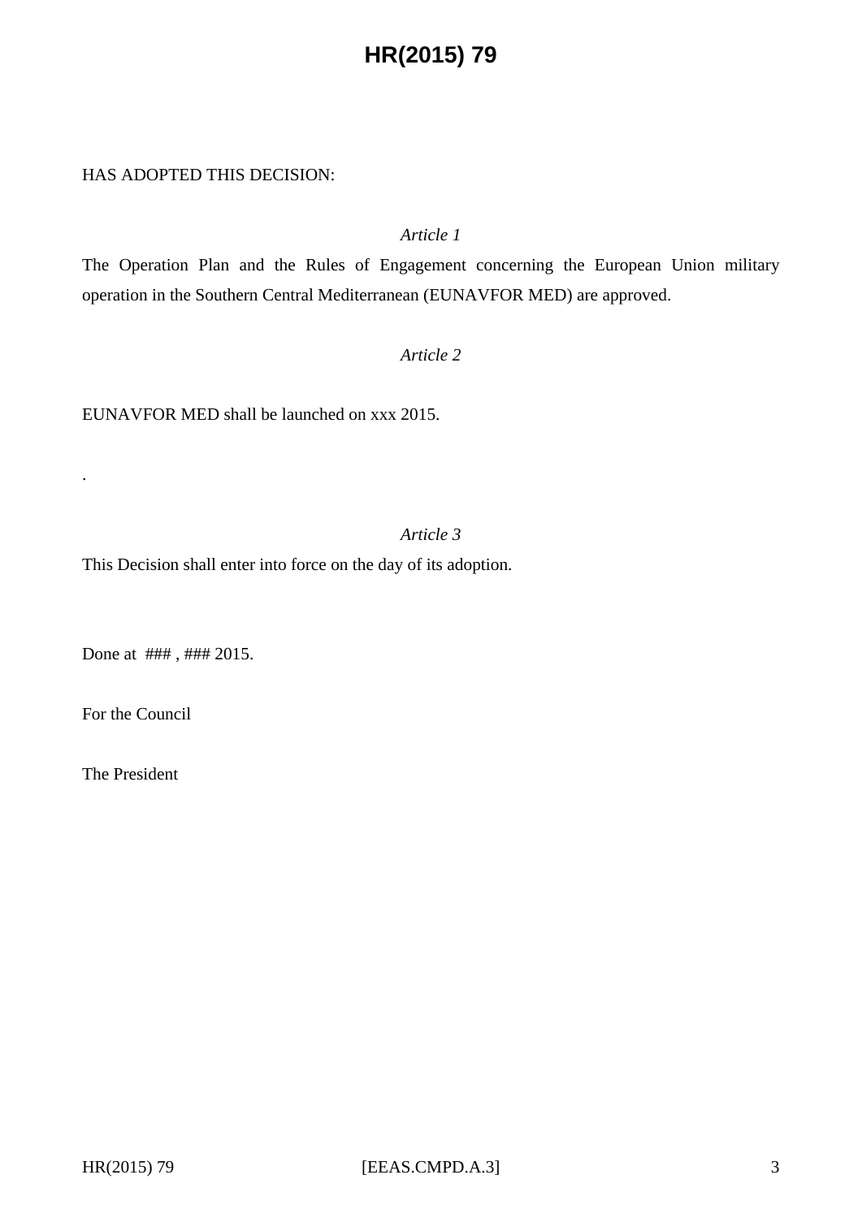HAS ADOPTED THIS DECISION:

*Article 1*

The Operation Plan and the Rules of Engagement concerning the European Union military operation in the Southern Central Mediterranean (EUNAVFOR MED) are approved.

*Article 2*

EUNAVFOR MED shall be launched on xxx 2015.

.

*Article 3*

This Decision shall enter into force on the day of its adoption.

Done at ### , ### 2015.

For the Council

The President